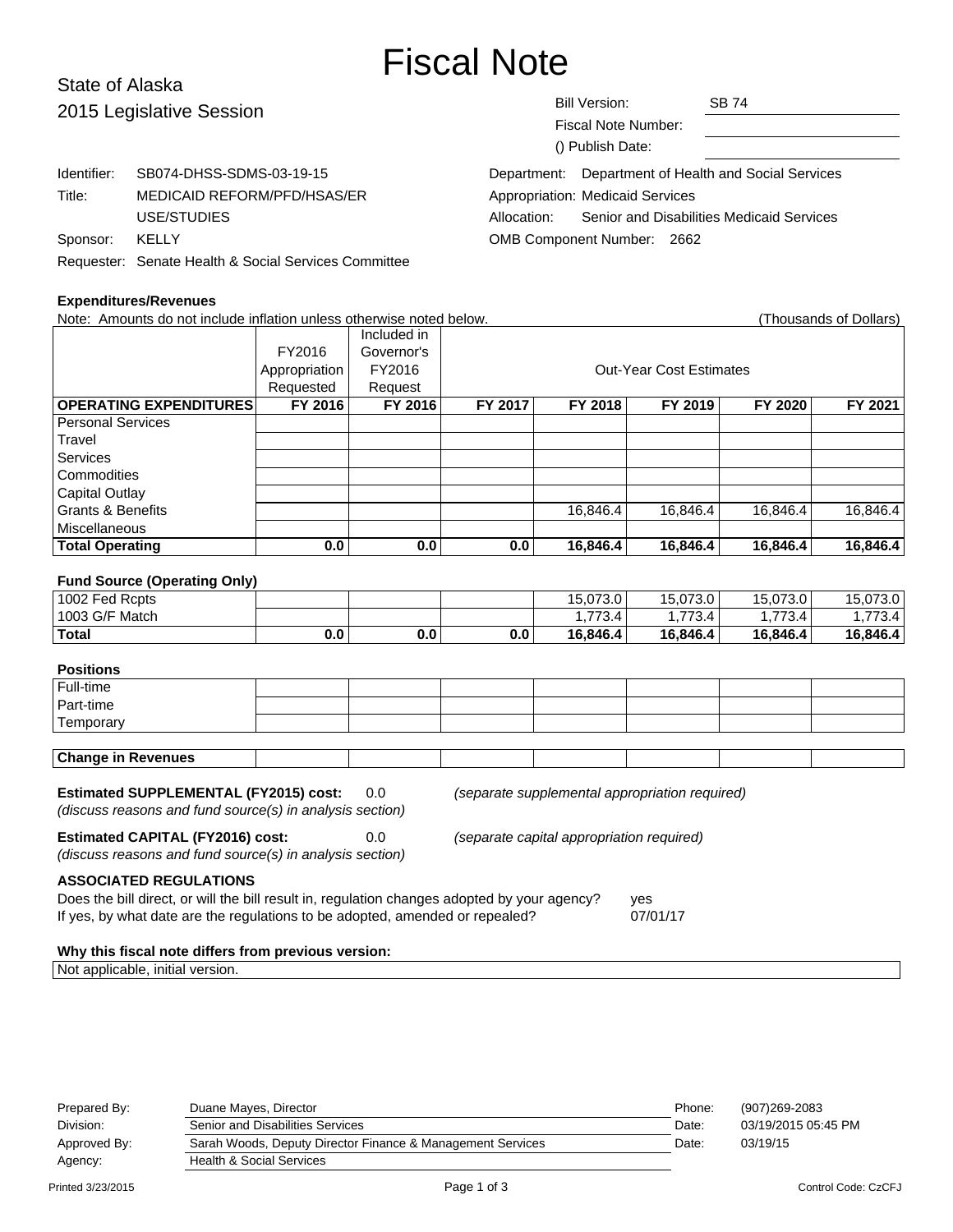# Fiscal Note

## State of Alaska
## 2015 Legislative Session

Bill Version: SB 74
Fiscal Note Number:
() Publish Date:

Identifier: SB074-DHSS-SDMS-03-19-15
Title: MEDICAID REFORM/PFD/HSAS/ER USE/STUDIES
Sponsor: KELLY
Requester: Senate Health & Social Services Committee

Department: Department of Health and Social Services
Appropriation: Medicaid Services
Allocation: Senior and Disabilities Medicaid Services
OMB Component Number: 2662

### Expenditures/Revenues

Note: Amounts do not include inflation unless otherwise noted below. (Thousands of Dollars)

| | FY2016 Appropriation Requested | Included in Governor's FY2016 Request | Out-Year Cost Estimates | | | | |
|---|---|---|---|---|---|---|---|
| **OPERATING EXPENDITURES** | **FY 2016** | **FY 2016** | **FY 2017** | **FY 2018** | **FY 2019** | **FY 2020** | **FY 2021** |
| Personal Services | | | | | | | |
| Travel | | | | | | | |
| Services | | | | | | | |
| Commodities | | | | | | | |
| Capital Outlay | | | | | | | |
| Grants & Benefits | | | | 16,846.4 | 16,846.4 | 16,846.4 | 16,846.4 |
| Miscellaneous | | | | | | | |
| **Total Operating** | **0.0** | **0.0** | **0.0** | **16,846.4** | **16,846.4** | **16,846.4** | **16,846.4** |

### Fund Source (Operating Only)

| | | | | | | | |
|---|---|---|---|---|---|---|---|
| 1002 Fed Rcpts | | | | 15,073.0 | 15,073.0 | 15,073.0 | 15,073.0 |
| 1003 G/F Match | | | | 1,773.4 | 1,773.4 | 1,773.4 | 1,773.4 |
| **Total** | **0.0** | **0.0** | **0.0** | **16,846.4** | **16,846.4** | **16,846.4** | **16,846.4** |

### Positions

| | | | | | | | |
|---|---|---|---|---|---|---|---|
| Full-time | | | | | | | |
| Part-time | | | | | | | |
| Temporary | | | | | | | |

| | | | | | | | |
|---|---|---|---|---|---|---|---|
| **Change in Revenues** | | | | | | | |

**Estimated SUPPLEMENTAL (FY2015) cost:** 0.0 *(separate supplemental appropriation required)*
*(discuss reasons and fund source(s) in analysis section)*

**Estimated CAPITAL (FY2016) cost:** 0.0 *(separate capital appropriation required)*
*(discuss reasons and fund source(s) in analysis section)*

### ASSOCIATED REGULATIONS

Does the bill direct, or will the bill result in, regulation changes adopted by your agency? yes
If yes, by what date are the regulations to be adopted, amended or repealed? 07/01/17

### Why this fiscal note differs from previous version:

Not applicable, initial version.

| | | | |
|---|---|---|---|
| Prepared By: | Duane Mayes, Director | Phone: | (907)269-2083 |
| Division: | Senior and Disabilities Services | Date: | 03/19/2015 05:45 PM |
| Approved By: | Sarah Woods, Deputy Director Finance & Management Services | Date: | 03/19/15 |
| Agency: | Health & Social Services | | |

Printed 3/23/2015 Control Code: CzCFJ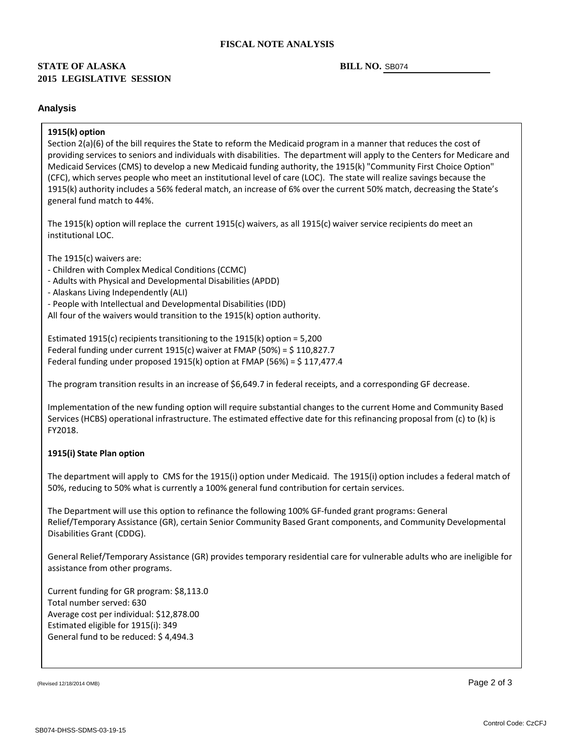**FISCAL NOTE ANALYSIS**

**STATE OF ALASKA** **BILL NO.** SB074
**2015 LEGISLATIVE SESSION**

## Analysis

**1915(k) option**

Section 2(a)(6) of the bill requires the State to reform the Medicaid program in a manner that reduces the cost of providing services to seniors and individuals with disabilities. The department will apply to the Centers for Medicare and Medicaid Services (CMS) to develop a new Medicaid funding authority, the 1915(k) "Community First Choice Option" (CFC), which serves people who meet an institutional level of care (LOC). The state will realize savings because the 1915(k) authority includes a 56% federal match, an increase of 6% over the current 50% match, decreasing the State's general fund match to 44%.

The 1915(k) option will replace the current 1915(c) waivers, as all 1915(c) waiver service recipients do meet an institutional LOC.

The 1915(c) waivers are:

- Children with Complex Medical Conditions (CCMC)
- Adults with Physical and Developmental Disabilities (APDD)
- Alaskans Living Independently (ALI)
- People with Intellectual and Developmental Disabilities (IDD)

All four of the waivers would transition to the 1915(k) option authority.

Estimated 1915(c) recipients transitioning to the 1915(k) option = 5,200
Federal funding under current 1915(c) waiver at FMAP (50%) = $ 110,827.7
Federal funding under proposed 1915(k) option at FMAP (56%) = $ 117,477.4

The program transition results in an increase of $6,649.7 in federal receipts, and a corresponding GF decrease.

Implementation of the new funding option will require substantial changes to the current Home and Community Based Services (HCBS) operational infrastructure. The estimated effective date for this refinancing proposal from (c) to (k) is FY2018.

**1915(i) State Plan option**

The department will apply to CMS for the 1915(i) option under Medicaid. The 1915(i) option includes a federal match of 50%, reducing to 50% what is currently a 100% general fund contribution for certain services.

The Department will use this option to refinance the following 100% GF-funded grant programs: General Relief/Temporary Assistance (GR), certain Senior Community Based Grant components, and Community Developmental Disabilities Grant (CDDG).

General Relief/Temporary Assistance (GR) provides temporary residential care for vulnerable adults who are ineligible for assistance from other programs.

Current funding for GR program: $8,113.0
Total number served: 630
Average cost per individual: $12,878.00
Estimated eligible for 1915(i): 349
General fund to be reduced: $ 4,494.3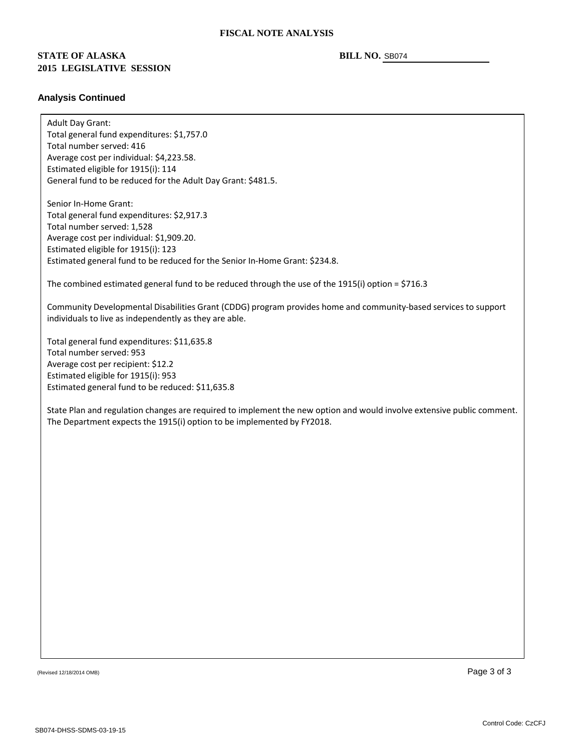**FISCAL NOTE ANALYSIS**

**STATE OF ALASKA**
**2015 LEGISLATIVE SESSION**

**BILL NO.** SB074

### Analysis Continued

Adult Day Grant:
Total general fund expenditures: $1,757.0
Total number served: 416
Average cost per individual: $4,223.58.
Estimated eligible for 1915(i): 114
General fund to be reduced for the Adult Day Grant: $481.5.

Senior In-Home Grant:
Total general fund expenditures: $2,917.3
Total number served: 1,528
Average cost per individual: $1,909.20.
Estimated eligible for 1915(i): 123
Estimated general fund to be reduced for the Senior In-Home Grant: $234.8.

The combined estimated general fund to be reduced through the use of the 1915(i) option = $716.3

Community Developmental Disabilities Grant (CDDG) program provides home and community-based services to support individuals to live as independently as they are able.

Total general fund expenditures: $11,635.8
Total number served: 953
Average cost per recipient: $12.2
Estimated eligible for 1915(i): 953
Estimated general fund to be reduced: $11,635.8

State Plan and regulation changes are required to implement the new option and would involve extensive public comment. The Department expects the 1915(i) option to be implemented by FY2018.

(Revised 12/18/2014 OMB)

Control Code: CzCFJ

SB074-DHSS-SDMS-03-19-15